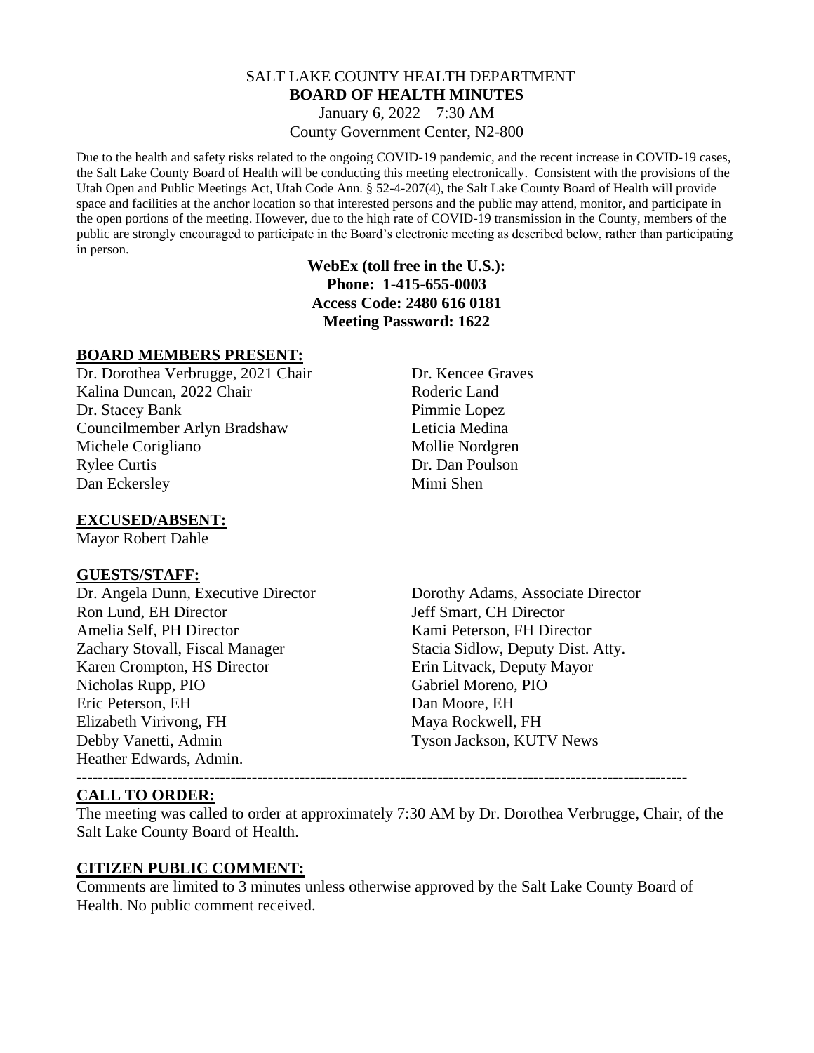# SALT LAKE COUNTY HEALTH DEPARTMENT
## BOARD OF HEALTH MINUTES

January 6, 2022 – 7:30 AM
County Government Center, N2-800

Due to the health and safety risks related to the ongoing COVID-19 pandemic, and the recent increase in COVID-19 cases, the Salt Lake County Board of Health will be conducting this meeting electronically. Consistent with the provisions of the Utah Open and Public Meetings Act, Utah Code Ann. § 52-4-207(4), the Salt Lake County Board of Health will provide space and facilities at the anchor location so that interested persons and the public may attend, monitor, and participate in the open portions of the meeting. However, due to the high rate of COVID-19 transmission in the County, members of the public are strongly encouraged to participate in the Board's electronic meeting as described below, rather than participating in person.

**WebEx (toll free in the U.S.):**
**Phone: 1-415-655-0003**
**Access Code: 2480 616 0181**
**Meeting Password: 1622**

### BOARD MEMBERS PRESENT:

Dr. Dorothea Verbrugge, 2021 Chair
Kalina Duncan, 2022 Chair
Dr. Stacey Bank
Councilmember Arlyn Bradshaw
Michele Corigliano
Rylee Curtis
Dan Eckersley
Dr. Kencee Graves
Roderic Land
Pimmie Lopez
Leticia Medina
Mollie Nordgren
Dr. Dan Poulson
Mimi Shen

### EXCUSED/ABSENT:

Mayor Robert Dahle

### GUESTS/STAFF:

Dr. Angela Dunn, Executive Director
Ron Lund, EH Director
Amelia Self, PH Director
Zachary Stovall, Fiscal Manager
Karen Crompton, HS Director
Nicholas Rupp, PIO
Eric Peterson, EH
Elizabeth Virivong, FH
Debby Vanetti, Admin
Heather Edwards, Admin.
Dorothy Adams, Associate Director
Jeff Smart, CH Director
Kami Peterson, FH Director
Stacia Sidlow, Deputy Dist. Atty.
Erin Litvack, Deputy Mayor
Gabriel Moreno, PIO
Dan Moore, EH
Maya Rockwell, FH
Tyson Jackson, KUTV News

---

### CALL TO ORDER:

The meeting was called to order at approximately 7:30 AM by Dr. Dorothea Verbrugge, Chair, of the Salt Lake County Board of Health.

### CITIZEN PUBLIC COMMENT:

Comments are limited to 3 minutes unless otherwise approved by the Salt Lake County Board of Health. No public comment received.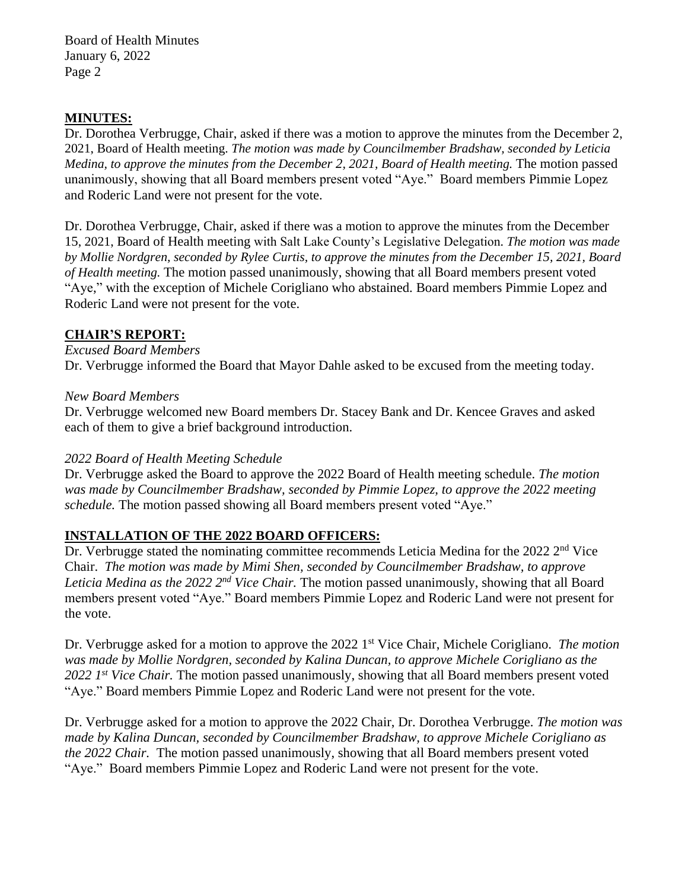## MINUTES:

Dr. Dorothea Verbrugge, Chair, asked if there was a motion to approve the minutes from the December 2, 2021, Board of Health meeting. *The motion was made by Councilmember Bradshaw, seconded by Leticia Medina, to approve the minutes from the December 2, 2021, Board of Health meeting.* The motion passed unanimously, showing that all Board members present voted "Aye." Board members Pimmie Lopez and Roderic Land were not present for the vote.

Dr. Dorothea Verbrugge, Chair, asked if there was a motion to approve the minutes from the December 15, 2021, Board of Health meeting with Salt Lake County's Legislative Delegation. *The motion was made by Mollie Nordgren, seconded by Rylee Curtis, to approve the minutes from the December 15, 2021, Board of Health meeting.* The motion passed unanimously, showing that all Board members present voted "Aye," with the exception of Michele Corigliano who abstained. Board members Pimmie Lopez and Roderic Land were not present for the vote.

## CHAIR'S REPORT:

*Excused Board Members*

Dr. Verbrugge informed the Board that Mayor Dahle asked to be excused from the meeting today.

*New Board Members*

Dr. Verbrugge welcomed new Board members Dr. Stacey Bank and Dr. Kencee Graves and asked each of them to give a brief background introduction.

*2022 Board of Health Meeting Schedule*

Dr. Verbrugge asked the Board to approve the 2022 Board of Health meeting schedule. *The motion was made by Councilmember Bradshaw, seconded by Pimmie Lopez, to approve the 2022 meeting schedule.* The motion passed showing all Board members present voted "Aye."

## INSTALLATION OF THE 2022 BOARD OFFICERS:

Dr. Verbrugge stated the nominating committee recommends Leticia Medina for the 2022 2nd Vice Chair. *The motion was made by Mimi Shen, seconded by Councilmember Bradshaw, to approve Leticia Medina as the 2022 2nd Vice Chair.* The motion passed unanimously, showing that all Board members present voted "Aye." Board members Pimmie Lopez and Roderic Land were not present for the vote.

Dr. Verbrugge asked for a motion to approve the 2022 1st Vice Chair, Michele Corigliano. *The motion was made by Mollie Nordgren, seconded by Kalina Duncan, to approve Michele Corigliano as the 2022 1st Vice Chair.* The motion passed unanimously, showing that all Board members present voted "Aye." Board members Pimmie Lopez and Roderic Land were not present for the vote.

Dr. Verbrugge asked for a motion to approve the 2022 Chair, Dr. Dorothea Verbrugge. *The motion was made by Kalina Duncan, seconded by Councilmember Bradshaw, to approve Michele Corigliano as the 2022 Chair.* The motion passed unanimously, showing that all Board members present voted "Aye." Board members Pimmie Lopez and Roderic Land were not present for the vote.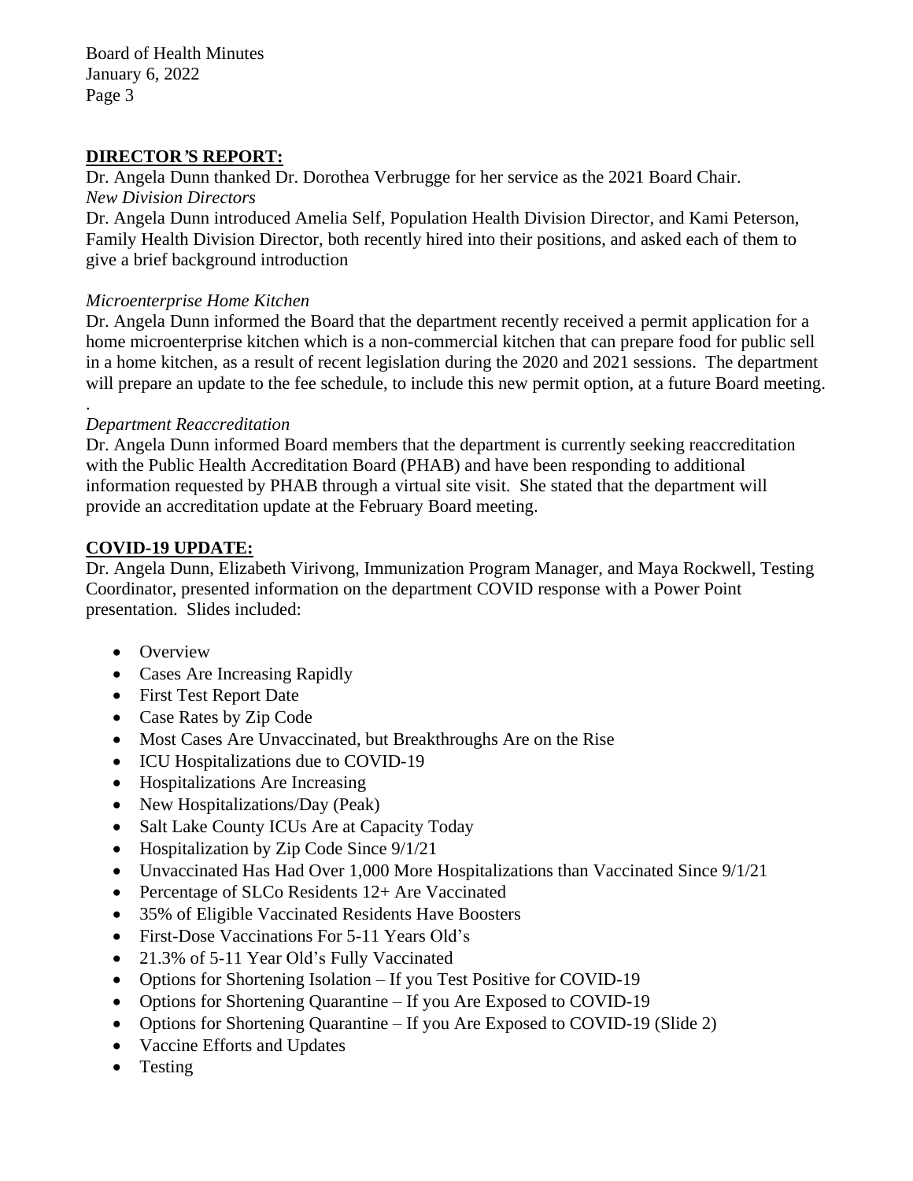## DIRECTOR'S REPORT:

Dr. Angela Dunn thanked Dr. Dorothea Verbrugge for her service as the 2021 Board Chair.

*New Division Directors*

Dr. Angela Dunn introduced Amelia Self, Population Health Division Director, and Kami Peterson, Family Health Division Director, both recently hired into their positions, and asked each of them to give a brief background introduction

*Microenterprise Home Kitchen*

Dr. Angela Dunn informed the Board that the department recently received a permit application for a home microenterprise kitchen which is a non-commercial kitchen that can prepare food for public sell in a home kitchen, as a result of recent legislation during the 2020 and 2021 sessions. The department will prepare an update to the fee schedule, to include this new permit option, at a future Board meeting.

.

*Department Reaccreditation*

Dr. Angela Dunn informed Board members that the department is currently seeking reaccreditation with the Public Health Accreditation Board (PHAB) and have been responding to additional information requested by PHAB through a virtual site visit. She stated that the department will provide an accreditation update at the February Board meeting.

## COVID-19 UPDATE:

Dr. Angela Dunn, Elizabeth Virivong, Immunization Program Manager, and Maya Rockwell, Testing Coordinator, presented information on the department COVID response with a Power Point presentation. Slides included:

- Overview
- Cases Are Increasing Rapidly
- First Test Report Date
- Case Rates by Zip Code
- Most Cases Are Unvaccinated, but Breakthroughs Are on the Rise
- ICU Hospitalizations due to COVID-19
- Hospitalizations Are Increasing
- New Hospitalizations/Day (Peak)
- Salt Lake County ICUs Are at Capacity Today
- Hospitalization by Zip Code Since 9/1/21
- Unvaccinated Has Had Over 1,000 More Hospitalizations than Vaccinated Since 9/1/21
- Percentage of SLCo Residents 12+ Are Vaccinated
- 35% of Eligible Vaccinated Residents Have Boosters
- First-Dose Vaccinations For 5-11 Years Old's
- 21.3% of 5-11 Year Old's Fully Vaccinated
- Options for Shortening Isolation – If you Test Positive for COVID-19
- Options for Shortening Quarantine – If you Are Exposed to COVID-19
- Options for Shortening Quarantine – If you Are Exposed to COVID-19 (Slide 2)
- Vaccine Efforts and Updates
- Testing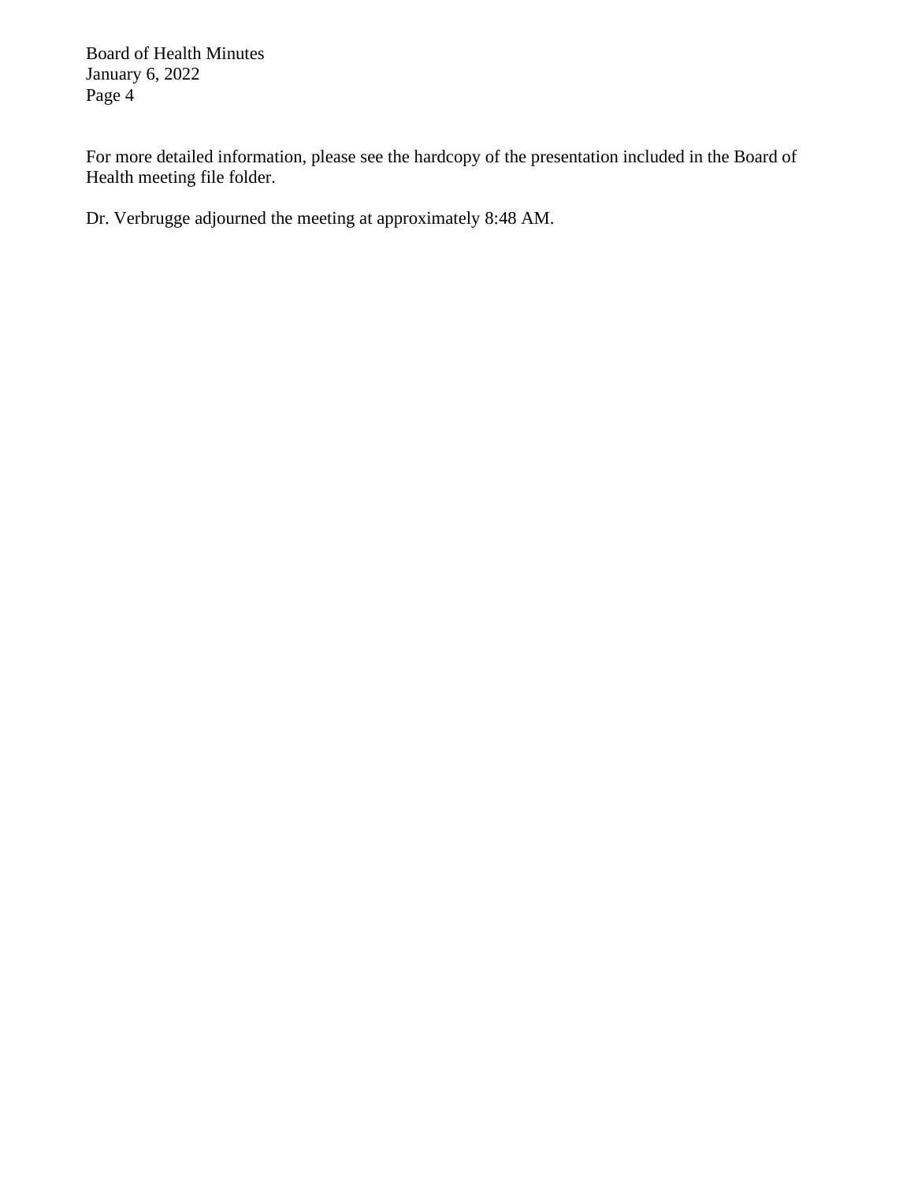For more detailed information, please see the hardcopy of the presentation included in the Board of Health meeting file folder.

Dr. Verbrugge adjourned the meeting at approximately 8:48 AM.